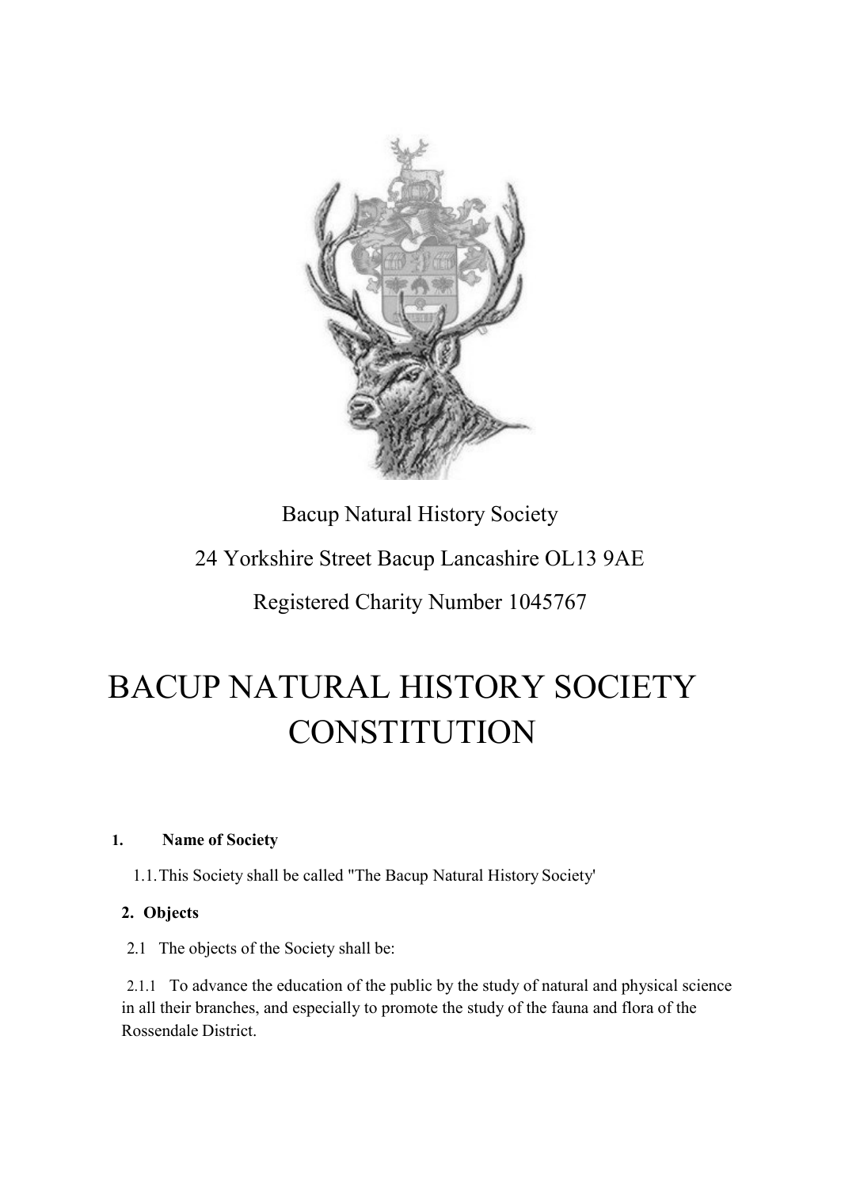Bacup Natural History Society

24 Yorkshire Street Bacup Lancashire OL13 9AE

Registered Charity Number 1045767

# BACUP NATURAL HISTORY SOCIETY CONSTITUTION

## 1. Name of Society

1.1. This Society shall be called "The Bacup Natural History Society'

## 2. Objects

2.1 The objects of the Society shall be:

2.1.1 To advance the education of the public by the study of natural and physical science in all their branches, and especially to promote the study of the fauna and flora of the Rossendale District.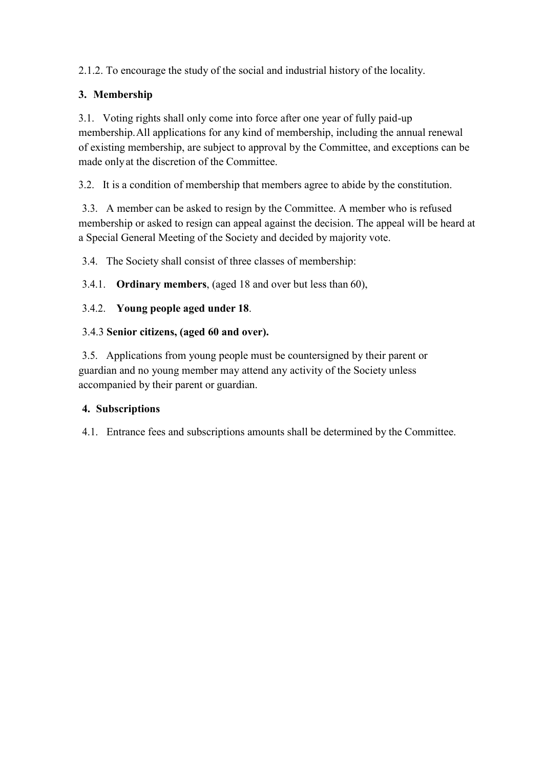2.1.2. To encourage the study of the social and industrial history of the locality.

## 3. Membership

3.1. Voting rights shall only come into force after one year of fully paid-up membership. All applications for any kind of membership, including the annual renewal of existing membership, are subject to approval by the Committee, and exceptions can be made only at the discretion of the Committee.

3.2. It is a condition of membership that members agree to abide by the constitution.

3.3. A member can be asked to resign by the Committee. A member who is refused membership or asked to resign can appeal against the decision. The appeal will be heard at a Special General Meeting of the Society and decided by majority vote.

3.4. The Society shall consist of three classes of membership:

3.4.1. **Ordinary members**, (aged 18 and over but less than 60),

3.4.2. **Young people aged under 18**.

3.4.3 **Senior citizens, (aged 60 and over).**

3.5. Applications from young people must be countersigned by their parent or guardian and no young member may attend any activity of the Society unless accompanied by their parent or guardian.

## 4. Subscriptions

4.1. Entrance fees and subscriptions amounts shall be determined by the Committee.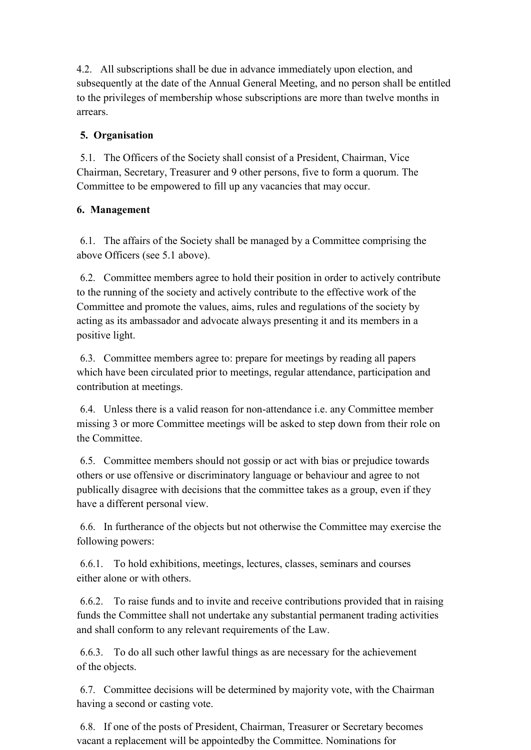4.2. All subscriptions shall be due in advance immediately upon election, and subsequently at the date of the Annual General Meeting, and no person shall be entitled to the privileges of membership whose subscriptions are more than twelve months in arrears.

**5. Organisation**

5.1. The Officers of the Society shall consist of a President, Chairman, Vice Chairman, Secretary, Treasurer and 9 other persons, five to form a quorum. The Committee to be empowered to fill up any vacancies that may occur.

**6. Management**

6.1. The affairs of the Society shall be managed by a Committee comprising the above Officers (see 5.1 above).

6.2. Committee members agree to hold their position in order to actively contribute to the running of the society and actively contribute to the effective work of the Committee and promote the values, aims, rules and regulations of the society by acting as its ambassador and advocate always presenting it and its members in a positive light.

6.3. Committee members agree to: prepare for meetings by reading all papers which have been circulated prior to meetings, regular attendance, participation and contribution at meetings.

6.4. Unless there is a valid reason for non-attendance i.e. any Committee member missing 3 or more Committee meetings will be asked to step down from their role on the Committee.

6.5. Committee members should not gossip or act with bias or prejudice towards others or use offensive or discriminatory language or behaviour and agree to not publically disagree with decisions that the committee takes as a group, even if they have a different personal view.

6.6. In furtherance of the objects but not otherwise the Committee may exercise the following powers:

6.6.1. To hold exhibitions, meetings, lectures, classes, seminars and courses either alone or with others.

6.6.2. To raise funds and to invite and receive contributions provided that in raising funds the Committee shall not undertake any substantial permanent trading activities and shall conform to any relevant requirements of the Law.

6.6.3. To do all such other lawful things as are necessary for the achievement of the objects.

6.7. Committee decisions will be determined by majority vote, with the Chairman having a second or casting vote.

6.8. If one of the posts of President, Chairman, Treasurer or Secretary becomes vacant a replacement will be appointedby the Committee. Nominations for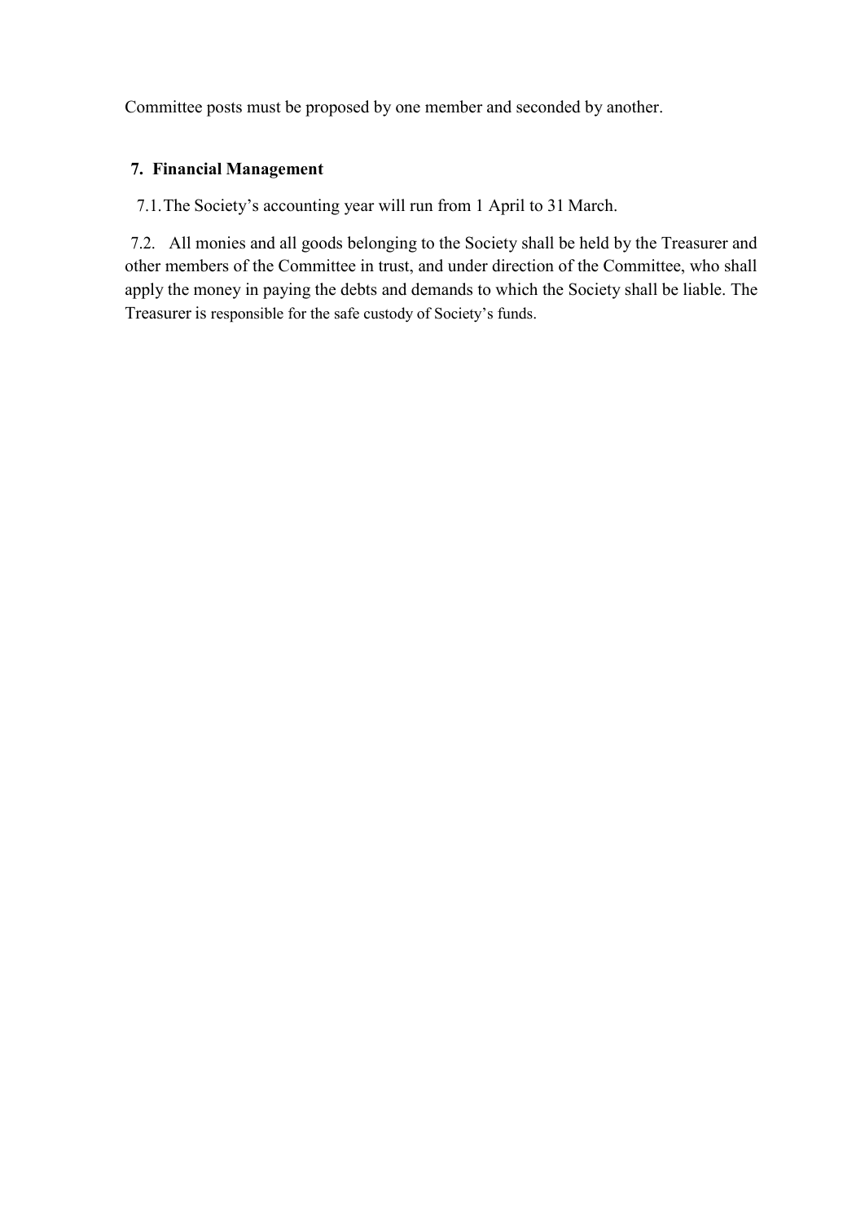Committee posts must be proposed by one member and seconded by another.

## 7. Financial Management

7.1. The Society's accounting year will run from 1 April to 31 March.

7.2. All monies and all goods belonging to the Society shall be held by the Treasurer and other members of the Committee in trust, and under direction of the Committee, who shall apply the money in paying the debts and demands to which the Society shall be liable. The Treasurer is responsible for the safe custody of Society's funds.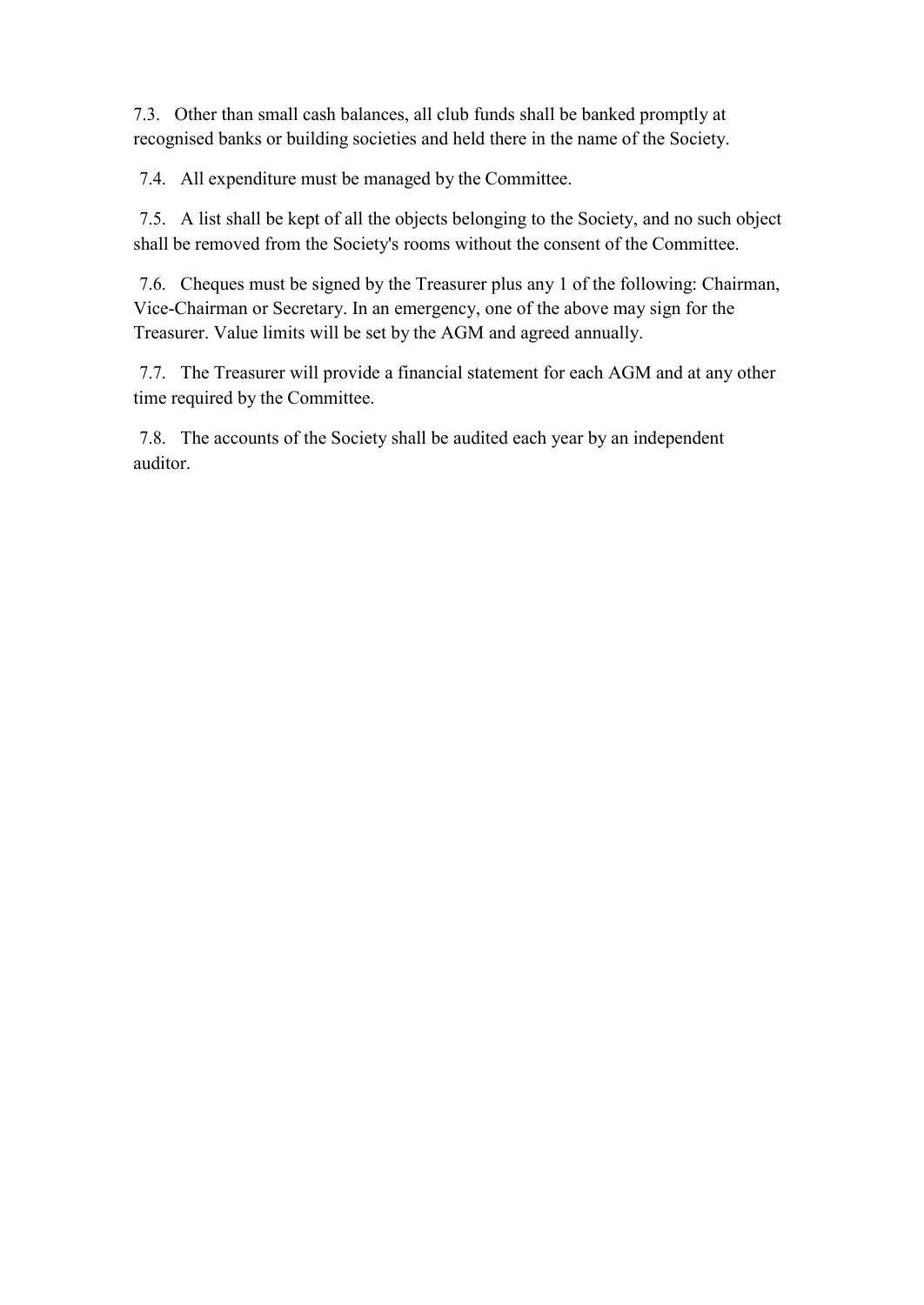7.3. Other than small cash balances, all club funds shall be banked promptly at recognised banks or building societies and held there in the name of the Society.

7.4. All expenditure must be managed by the Committee.

7.5. A list shall be kept of all the objects belonging to the Society, and no such object shall be removed from the Society's rooms without the consent of the Committee.

7.6. Cheques must be signed by the Treasurer plus any 1 of the following: Chairman, Vice-Chairman or Secretary. In an emergency, one of the above may sign for the Treasurer. Value limits will be set by the AGM and agreed annually.

7.7. The Treasurer will provide a financial statement for each AGM and at any other time required by the Committee.

7.8. The accounts of the Society shall be audited each year by an independent auditor.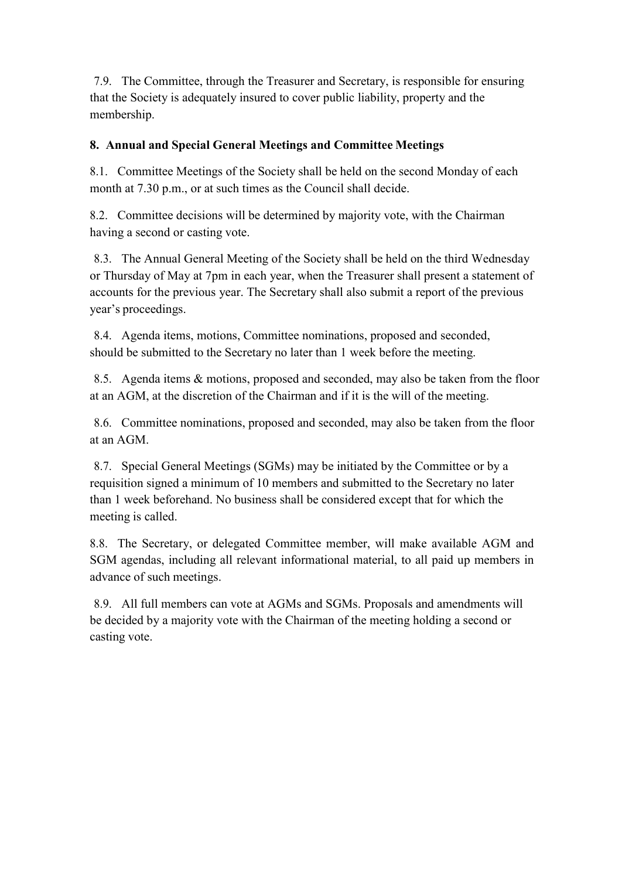7.9. The Committee, through the Treasurer and Secretary, is responsible for ensuring that the Society is adequately insured to cover public liability, property and the membership.

## 8. Annual and Special General Meetings and Committee Meetings

8.1. Committee Meetings of the Society shall be held on the second Monday of each month at 7.30 p.m., or at such times as the Council shall decide.

8.2. Committee decisions will be determined by majority vote, with the Chairman having a second or casting vote.

8.3. The Annual General Meeting of the Society shall be held on the third Wednesday or Thursday of May at 7pm in each year, when the Treasurer shall present a statement of accounts for the previous year. The Secretary shall also submit a report of the previous year's proceedings.

8.4. Agenda items, motions, Committee nominations, proposed and seconded, should be submitted to the Secretary no later than 1 week before the meeting.

8.5. Agenda items & motions, proposed and seconded, may also be taken from the floor at an AGM, at the discretion of the Chairman and if it is the will of the meeting.

8.6. Committee nominations, proposed and seconded, may also be taken from the floor at an AGM.

8.7. Special General Meetings (SGMs) may be initiated by the Committee or by a requisition signed a minimum of 10 members and submitted to the Secretary no later than 1 week beforehand. No business shall be considered except that for which the meeting is called.

8.8. The Secretary, or delegated Committee member, will make available AGM and SGM agendas, including all relevant informational material, to all paid up members in advance of such meetings.

8.9. All full members can vote at AGMs and SGMs. Proposals and amendments will be decided by a majority vote with the Chairman of the meeting holding a second or casting vote.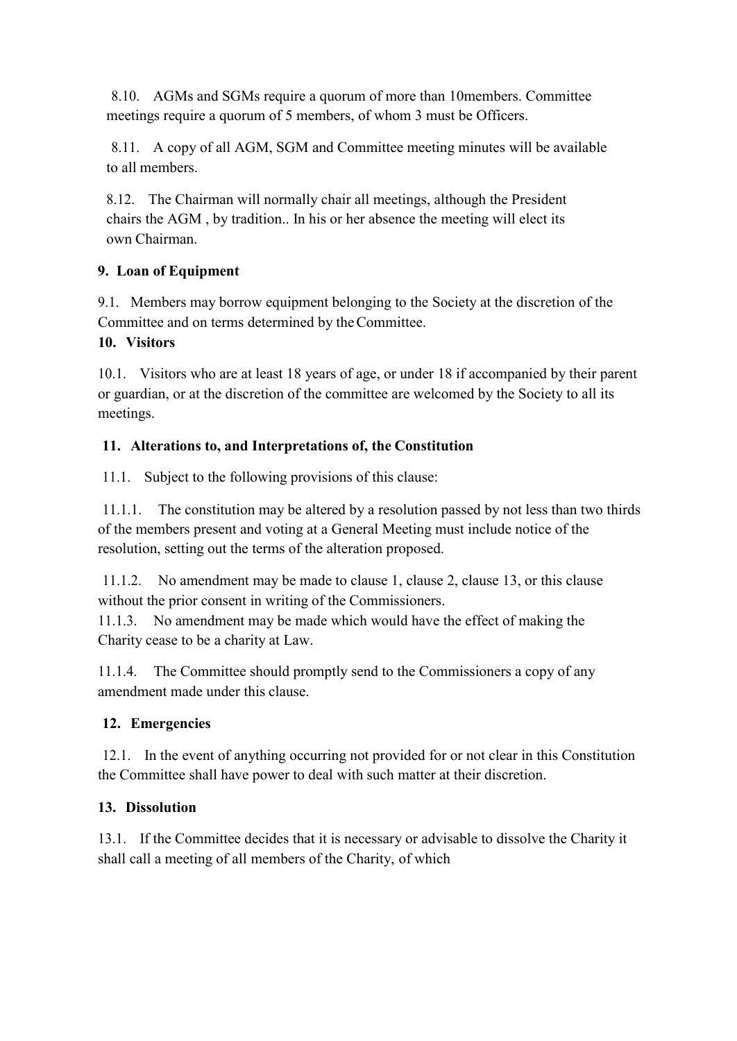8.10. AGMs and SGMs require a quorum of more than 10members. Committee meetings require a quorum of 5 members, of whom 3 must be Officers.

8.11. A copy of all AGM, SGM and Committee meeting minutes will be available to all members.

8.12. The Chairman will normally chair all meetings, although the President chairs the AGM , by tradition.. In his or her absence the meeting will elect its own Chairman.

**9. Loan of Equipment**

9.1. Members may borrow equipment belonging to the Society at the discretion of the Committee and on terms determined by the Committee.

**10. Visitors**

10.1. Visitors who are at least 18 years of age, or under 18 if accompanied by their parent or guardian, or at the discretion of the committee are welcomed by the Society to all its meetings.

**11. Alterations to, and Interpretations of, the Constitution**

11.1. Subject to the following provisions of this clause:

11.1.1. The constitution may be altered by a resolution passed by not less than two thirds of the members present and voting at a General Meeting must include notice of the resolution, setting out the terms of the alteration proposed.

11.1.2. No amendment may be made to clause 1, clause 2, clause 13, or this clause without the prior consent in writing of the Commissioners.

11.1.3. No amendment may be made which would have the effect of making the Charity cease to be a charity at Law.

11.1.4. The Committee should promptly send to the Commissioners a copy of any amendment made under this clause.

**12. Emergencies**

12.1. In the event of anything occurring not provided for or not clear in this Constitution the Committee shall have power to deal with such matter at their discretion.

**13. Dissolution**

13.1. If the Committee decides that it is necessary or advisable to dissolve the Charity it shall call a meeting of all members of the Charity, of which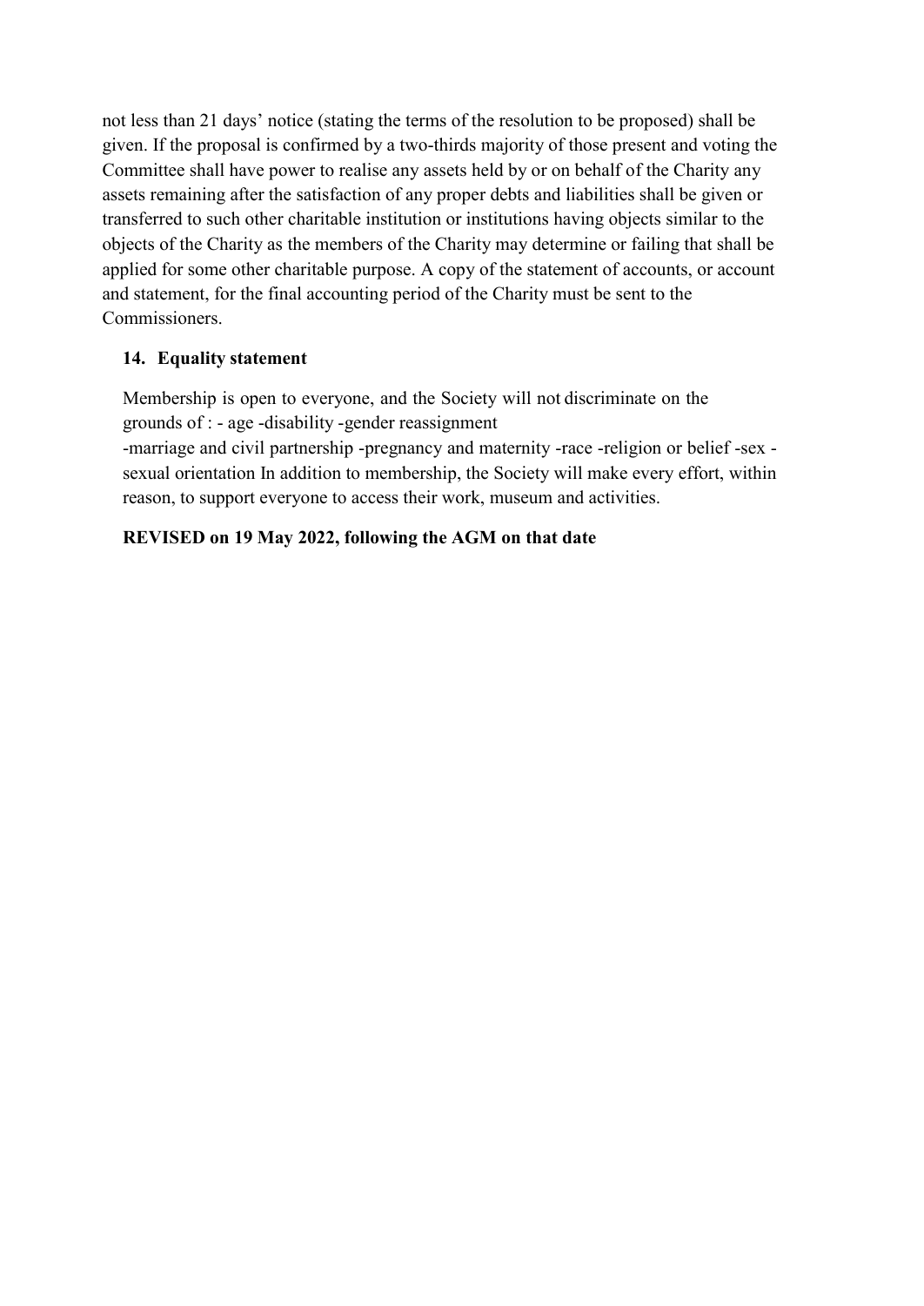not less than 21 days' notice (stating the terms of the resolution to be proposed) shall be given. If the proposal is confirmed by a two-thirds majority of those present and voting the Committee shall have power to realise any assets held by or on behalf of the Charity any assets remaining after the satisfaction of any proper debts and liabilities shall be given or transferred to such other charitable institution or institutions having objects similar to the objects of the Charity as the members of the Charity may determine or failing that shall be applied for some other charitable purpose. A copy of the statement of accounts, or account and statement, for the final accounting period of the Charity must be sent to the Commissioners.

**14. Equality statement**

Membership is open to everyone, and the Society will not discriminate on the grounds of : - age -disability -gender reassignment
-marriage and civil partnership -pregnancy and maternity -race -religion or belief -sex -sexual orientation In addition to membership, the Society will make every effort, within reason, to support everyone to access their work, museum and activities.

**REVISED on 19 May 2022, following the AGM on that date**